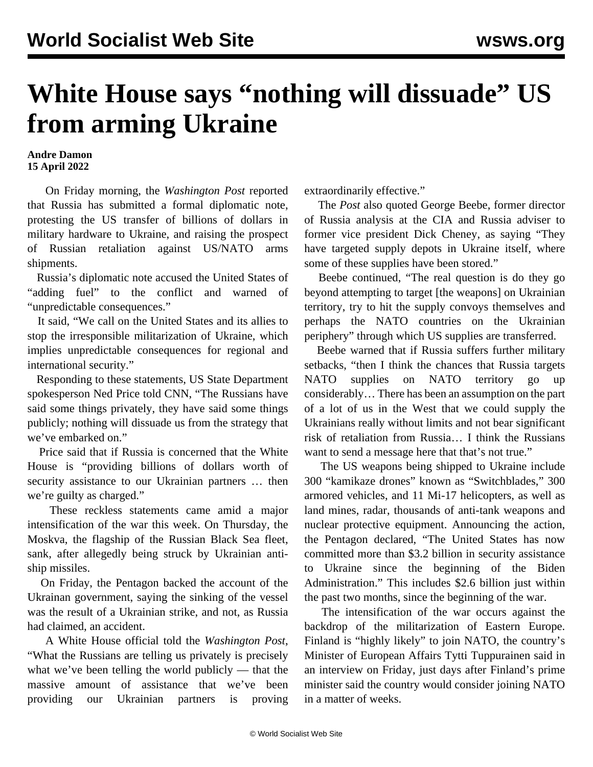# White House says "nothing will dissuade" US from arming Ukraine

**Andre Damon**
**15 April 2022**

On Friday morning, the *Washington Post* reported that Russia has submitted a formal diplomatic note, protesting the US transfer of billions of dollars in military hardware to Ukraine, and raising the prospect of Russian retaliation against US/NATO arms shipments.

Russia's diplomatic note accused the United States of "adding fuel" to the conflict and warned of "unpredictable consequences."

It said, "We call on the United States and its allies to stop the irresponsible militarization of Ukraine, which implies unpredictable consequences for regional and international security."

Responding to these statements, US State Department spokesperson Ned Price told CNN, "The Russians have said some things privately, they have said some things publicly; nothing will dissuade us from the strategy that we've embarked on."

Price said that if Russia is concerned that the White House is "providing billions of dollars worth of security assistance to our Ukrainian partners … then we're guilty as charged."

These reckless statements came amid a major intensification of the war this week. On Thursday, the Moskva, the flagship of the Russian Black Sea fleet, sank, after allegedly being struck by Ukrainian anti-ship missiles.

On Friday, the Pentagon backed the account of the Ukrainan government, saying the sinking of the vessel was the result of a Ukrainian strike, and not, as Russia had claimed, an accident.

A White House official told the *Washington Post*, "What the Russians are telling us privately is precisely what we've been telling the world publicly — that the massive amount of assistance that we've been providing our Ukrainian partners is proving extraordinarily effective."

The *Post* also quoted George Beebe, former director of Russia analysis at the CIA and Russia adviser to former vice president Dick Cheney, as saying "They have targeted supply depots in Ukraine itself, where some of these supplies have been stored."

Beebe continued, "The real question is do they go beyond attempting to target [the weapons] on Ukrainian territory, try to hit the supply convoys themselves and perhaps the NATO countries on the Ukrainian periphery" through which US supplies are transferred.

Beebe warned that if Russia suffers further military setbacks, "then I think the chances that Russia targets NATO supplies on NATO territory go up considerably… There has been an assumption on the part of a lot of us in the West that we could supply the Ukrainians really without limits and not bear significant risk of retaliation from Russia… I think the Russians want to send a message here that that's not true."

The US weapons being shipped to Ukraine include 300 "kamikaze drones" known as "Switchblades," 300 armored vehicles, and 11 Mi-17 helicopters, as well as land mines, radar, thousands of anti-tank weapons and nuclear protective equipment. Announcing the action, the Pentagon declared, "The United States has now committed more than $3.2 billion in security assistance to Ukraine since the beginning of the Biden Administration." This includes $2.6 billion just within the past two months, since the beginning of the war.

The intensification of the war occurs against the backdrop of the militarization of Eastern Europe. Finland is "highly likely" to join NATO, the country's Minister of European Affairs Tytti Tuppurainen said in an interview on Friday, just days after Finland's prime minister said the country would consider joining NATO in a matter of weeks.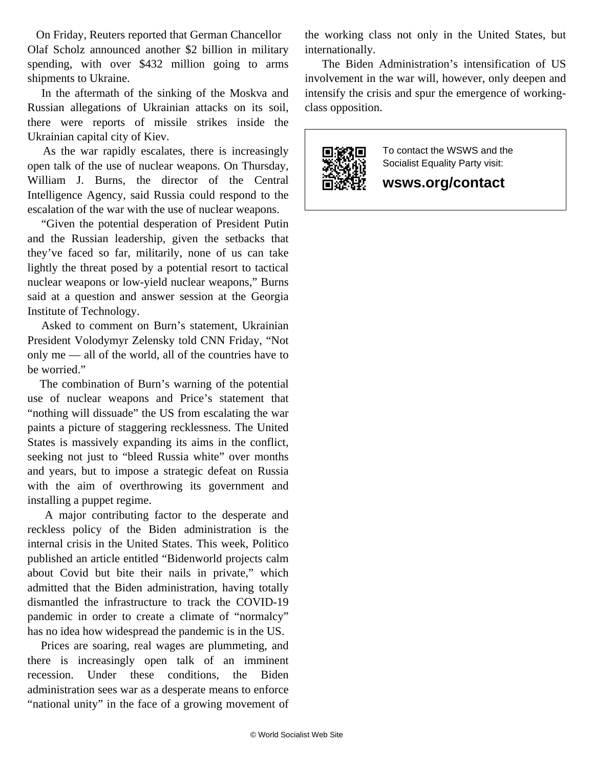On Friday, Reuters reported that German Chancellor Olaf Scholz announced another $2 billion in military spending, with over $432 million going to arms shipments to Ukraine.

In the aftermath of the sinking of the Moskva and Russian allegations of Ukrainian attacks on its soil, there were reports of missile strikes inside the Ukrainian capital city of Kiev.

As the war rapidly escalates, there is increasingly open talk of the use of nuclear weapons. On Thursday, William J. Burns, the director of the Central Intelligence Agency, said Russia could respond to the escalation of the war with the use of nuclear weapons.

"Given the potential desperation of President Putin and the Russian leadership, given the setbacks that they've faced so far, militarily, none of us can take lightly the threat posed by a potential resort to tactical nuclear weapons or low-yield nuclear weapons," Burns said at a question and answer session at the Georgia Institute of Technology.

Asked to comment on Burn's statement, Ukrainian President Volodymyr Zelensky told CNN Friday, "Not only me — all of the world, all of the countries have to be worried."

The combination of Burn's warning of the potential use of nuclear weapons and Price's statement that "nothing will dissuade" the US from escalating the war paints a picture of staggering recklessness. The United States is massively expanding its aims in the conflict, seeking not just to "bleed Russia white" over months and years, but to impose a strategic defeat on Russia with the aim of overthrowing its government and installing a puppet regime.

A major contributing factor to the desperate and reckless policy of the Biden administration is the internal crisis in the United States. This week, Politico published an article entitled "Bidenworld projects calm about Covid but bite their nails in private," which admitted that the Biden administration, having totally dismantled the infrastructure to track the COVID-19 pandemic in order to create a climate of "normalcy" has no idea how widespread the pandemic is in the US.

Prices are soaring, real wages are plummeting, and there is increasingly open talk of an imminent recession. Under these conditions, the Biden administration sees war as a desperate means to enforce "national unity" in the face of a growing movement of the working class not only in the United States, but internationally.

The Biden Administration's intensification of US involvement in the war will, however, only deepen and intensify the crisis and spur the emergence of working-class opposition.

To contact the WSWS and the Socialist Equality Party visit:

**wsws.org/contact**